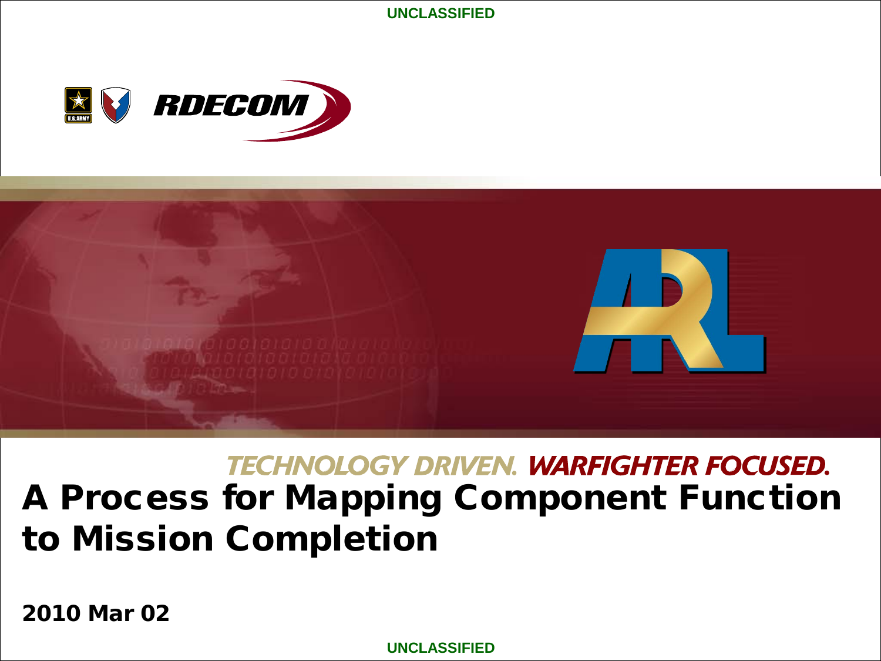UNCLASSIFIED

RDECOM

ARL

TECHNOLOGY DRIVEN. WARFIGHTER FOCUSED.

# A Process for Mapping Component Function to Mission Completion

**2010 Mar 02**

UNCLASSIFIED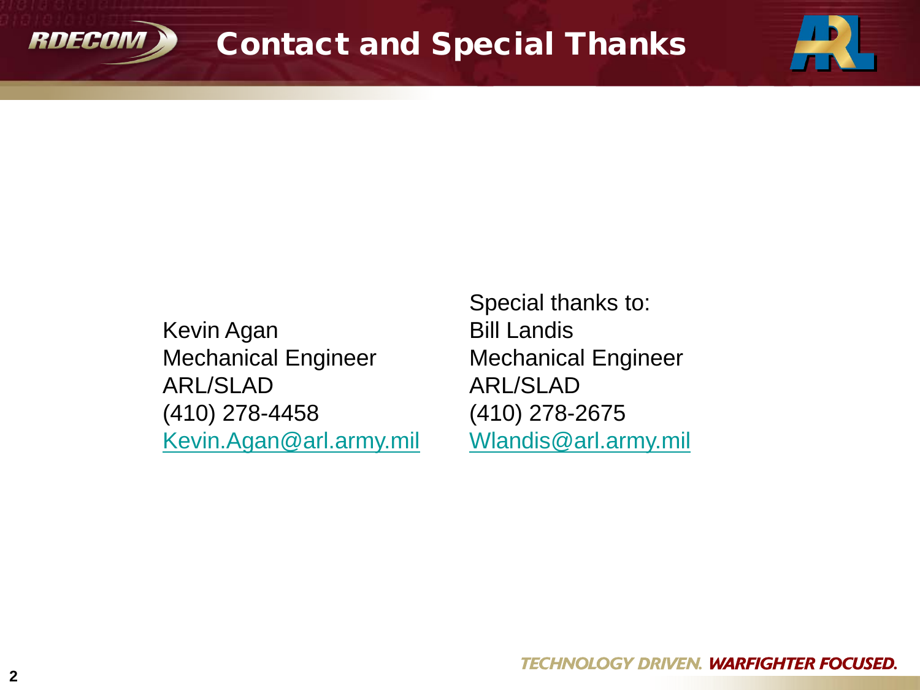# Contact and Special Thanks

Kevin Agan
Mechanical Engineer
ARL/SLAD
(410) 278-4458
Kevin.Agan@arl.army.mil

Special thanks to:
Bill Landis
Mechanical Engineer
ARL/SLAD
(410) 278-2675
Wlandis@arl.army.mil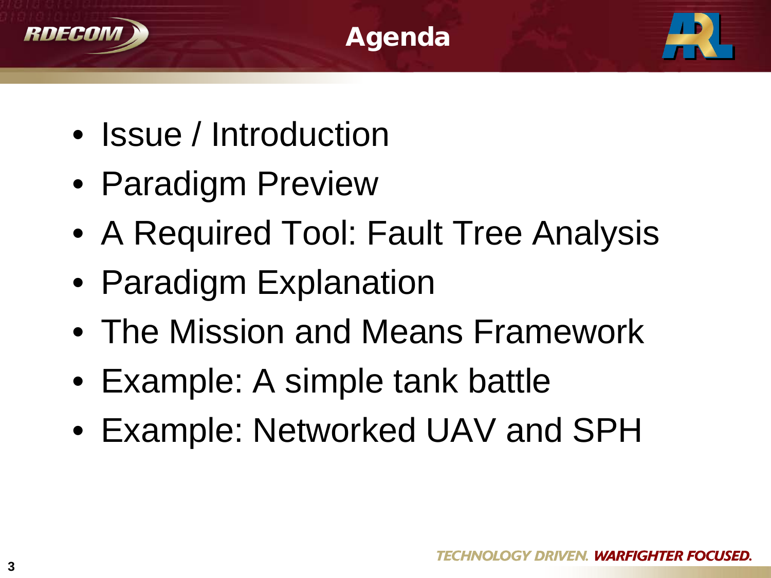# Agenda

- Issue / Introduction
- Paradigm Preview
- A Required Tool: Fault Tree Analysis
- Paradigm Explanation
- The Mission and Means Framework
- Example: A simple tank battle
- Example: Networked UAV and SPH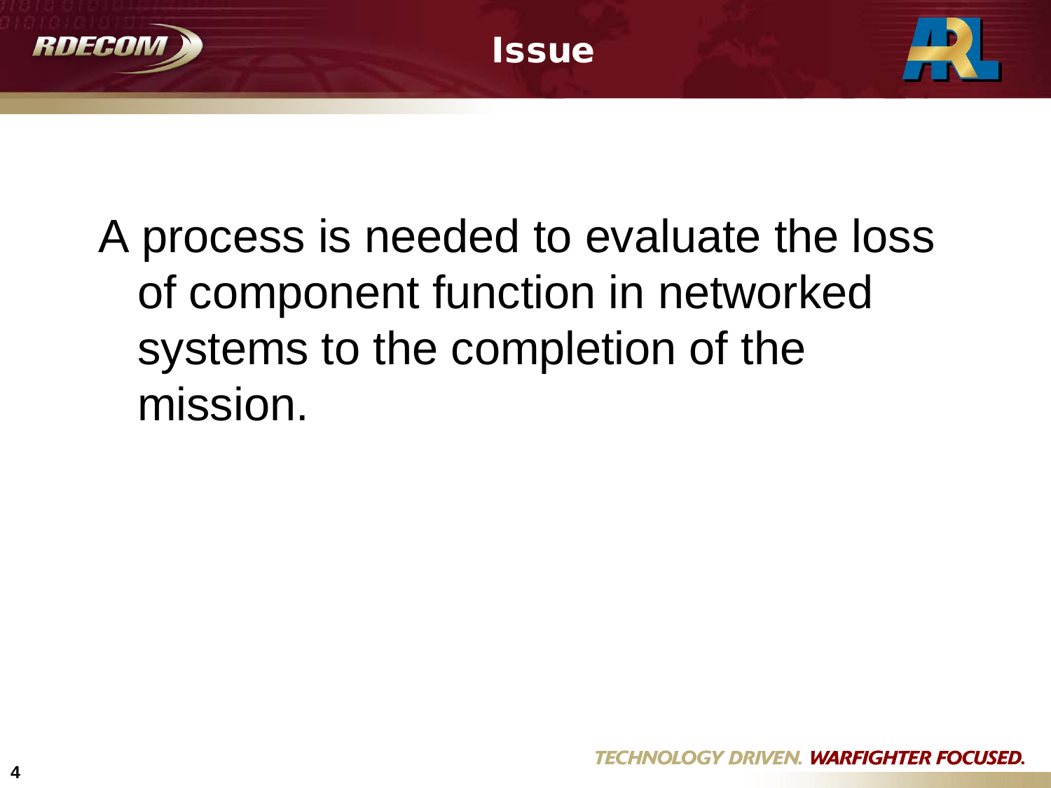# Issue

A process is needed to evaluate the loss of component function in networked systems to the completion of the mission.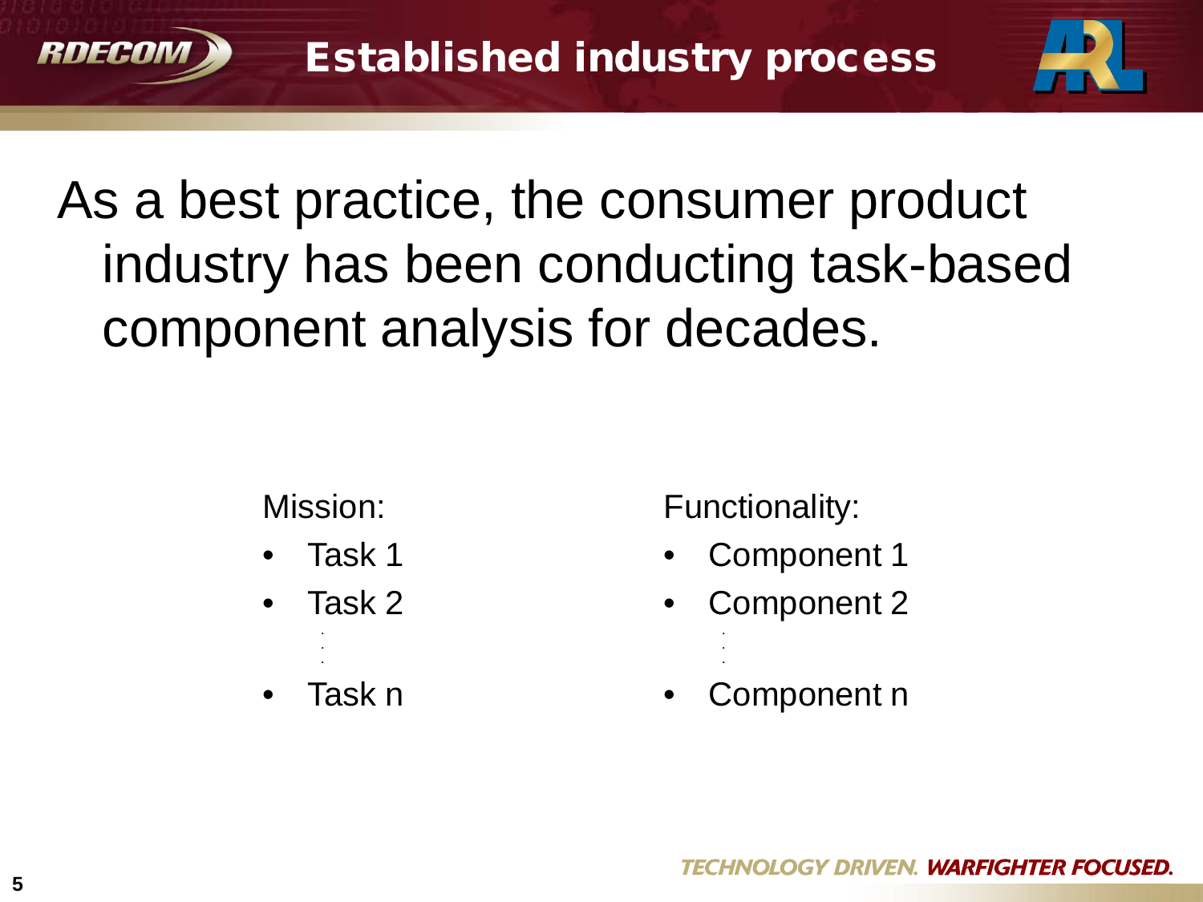# Established industry process

As a best practice, the consumer product industry has been conducting task-based component analysis for decades.

Mission:

- Task 1
- Task 2

  ⋮

- Task n

Functionality:

- Component 1
- Component 2

  ⋮

- Component n

TECHNOLOGY DRIVEN. WARFIGHTER FOCUSED.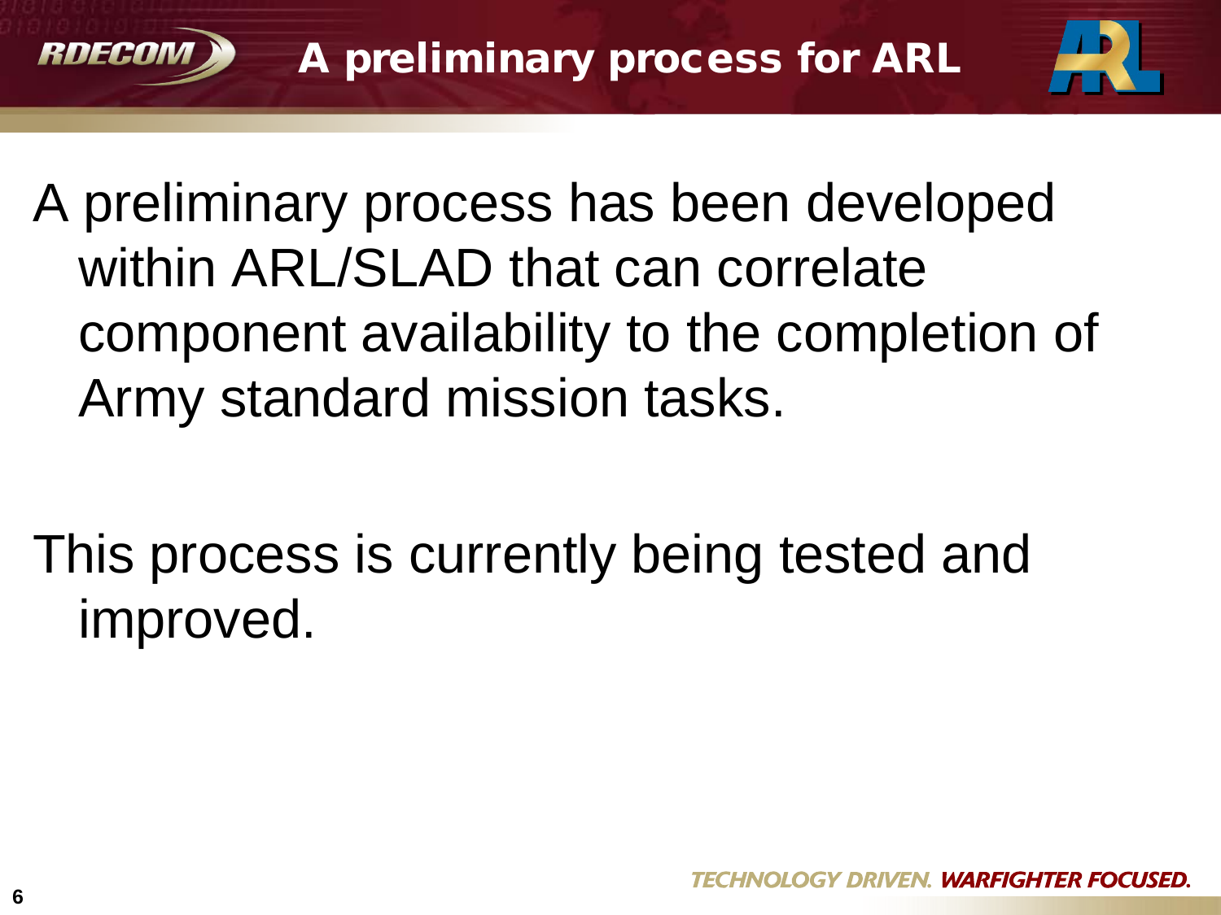# A preliminary process for ARL

A preliminary process has been developed within ARL/SLAD that can correlate component availability to the completion of Army standard mission tasks.

This process is currently being tested and improved.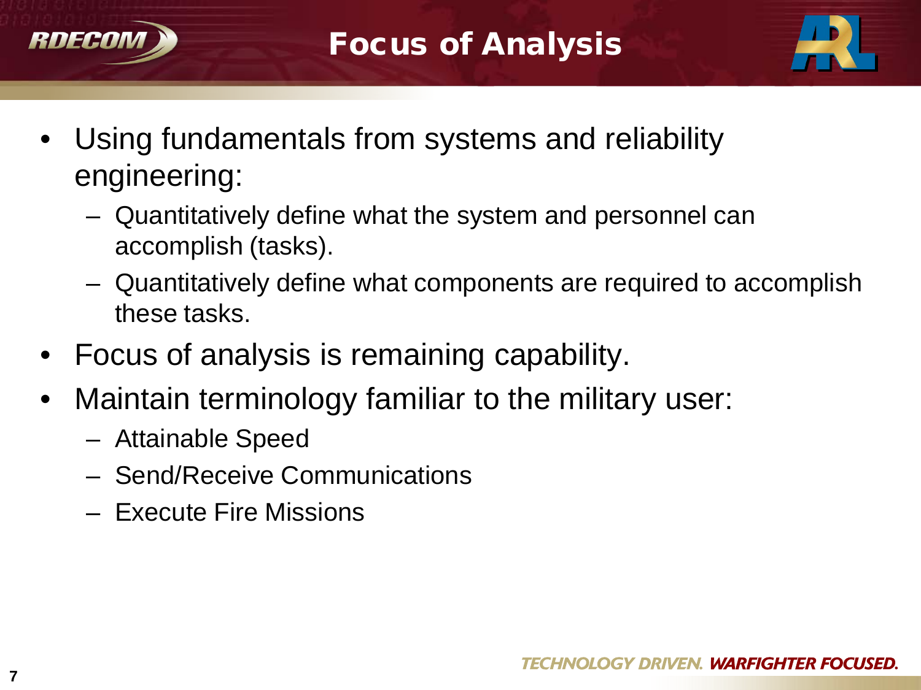# Focus of Analysis

- Using fundamentals from systems and reliability engineering:
  - Quantitatively define what the system and personnel can accomplish (tasks).
  - Quantitatively define what components are required to accomplish these tasks.
- Focus of analysis is remaining capability.
- Maintain terminology familiar to the military user:
  - Attainable Speed
  - Send/Receive Communications
  - Execute Fire Missions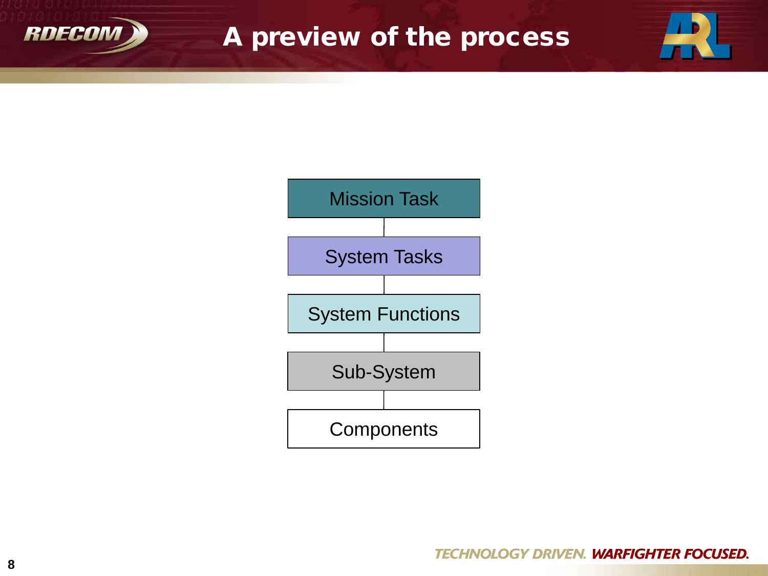# A preview of the process

Mission Task

System Tasks

System Functions

Sub-System

Components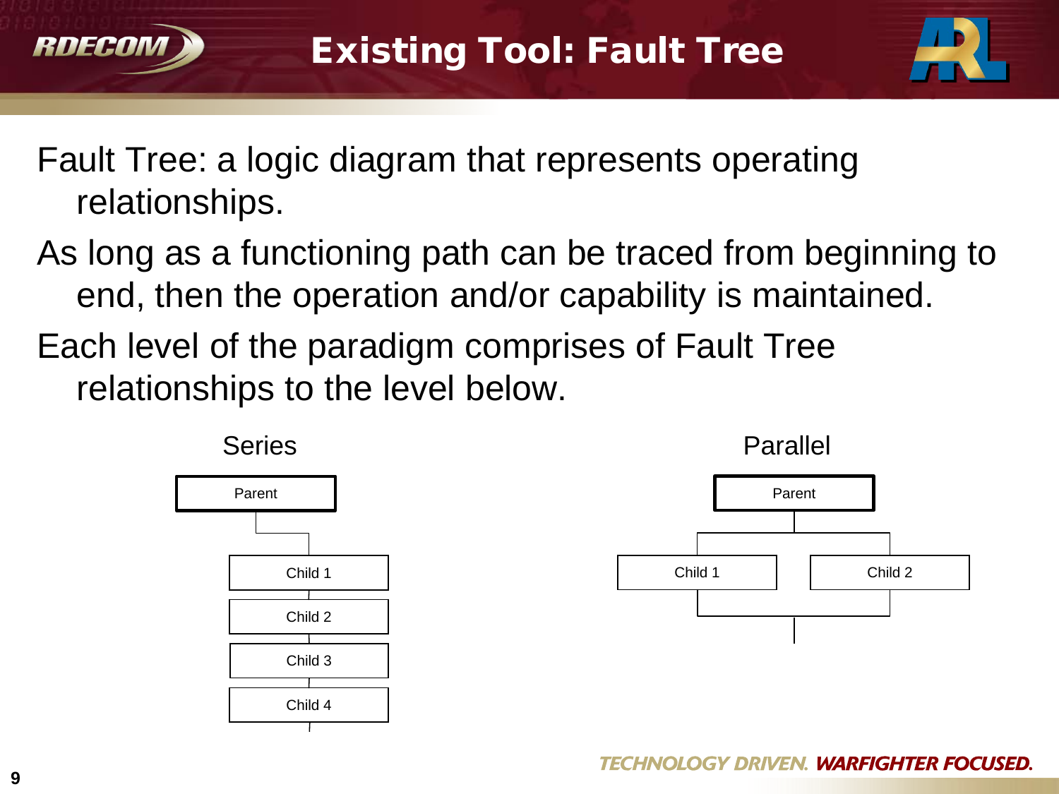# Existing Tool: Fault Tree

Fault Tree: a logic diagram that represents operating relationships.

As long as a functioning path can be traced from beginning to end, then the operation and/or capability is maintained.

Each level of the paradigm comprises of Fault Tree relationships to the level below.

Series

Parent

Child 1

Child 2

Child 3

Child 4

Parallel

Parent

Child 1

Child 2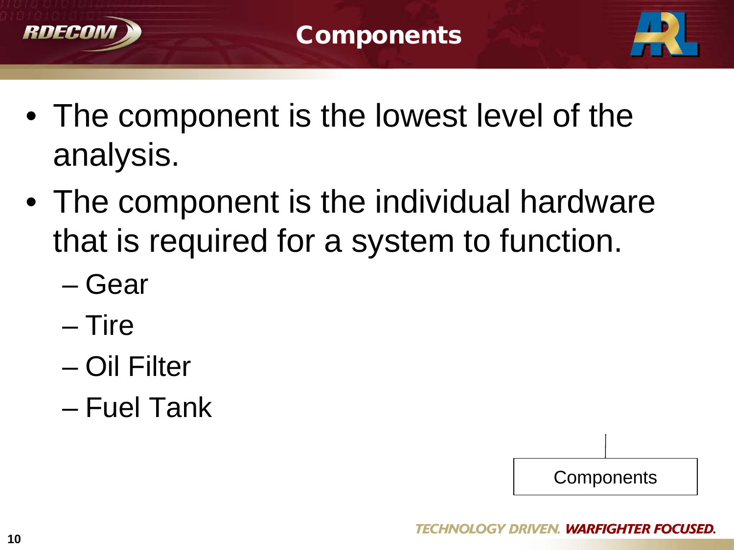# Components

- The component is the lowest level of the analysis.
- The component is the individual hardware that is required for a system to function.
  - Gear
  - Tire
  - Oil Filter
  - Fuel Tank

Components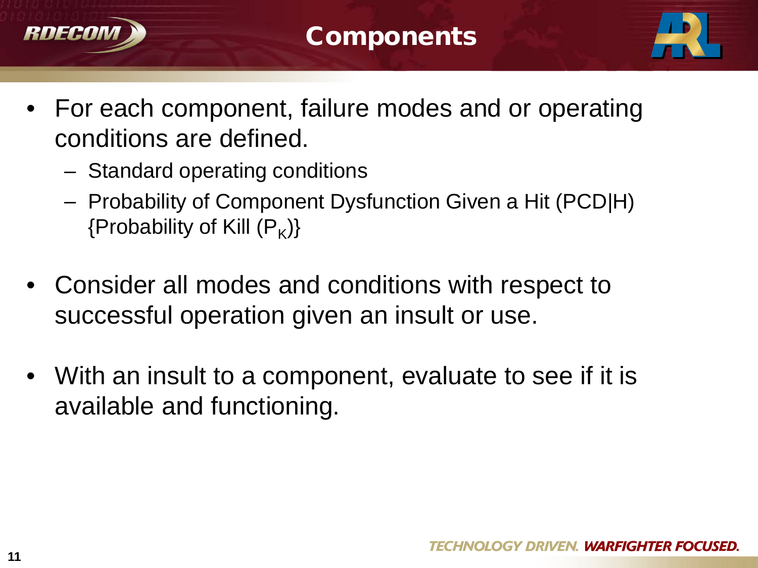# Components

- For each component, failure modes and or operating conditions are defined.
  - Standard operating conditions
  - Probability of Component Dysfunction Given a Hit (PCD|H) {Probability of Kill ($P_K$)}
- Consider all modes and conditions with respect to successful operation given an insult or use.
- With an insult to a component, evaluate to see if it is available and functioning.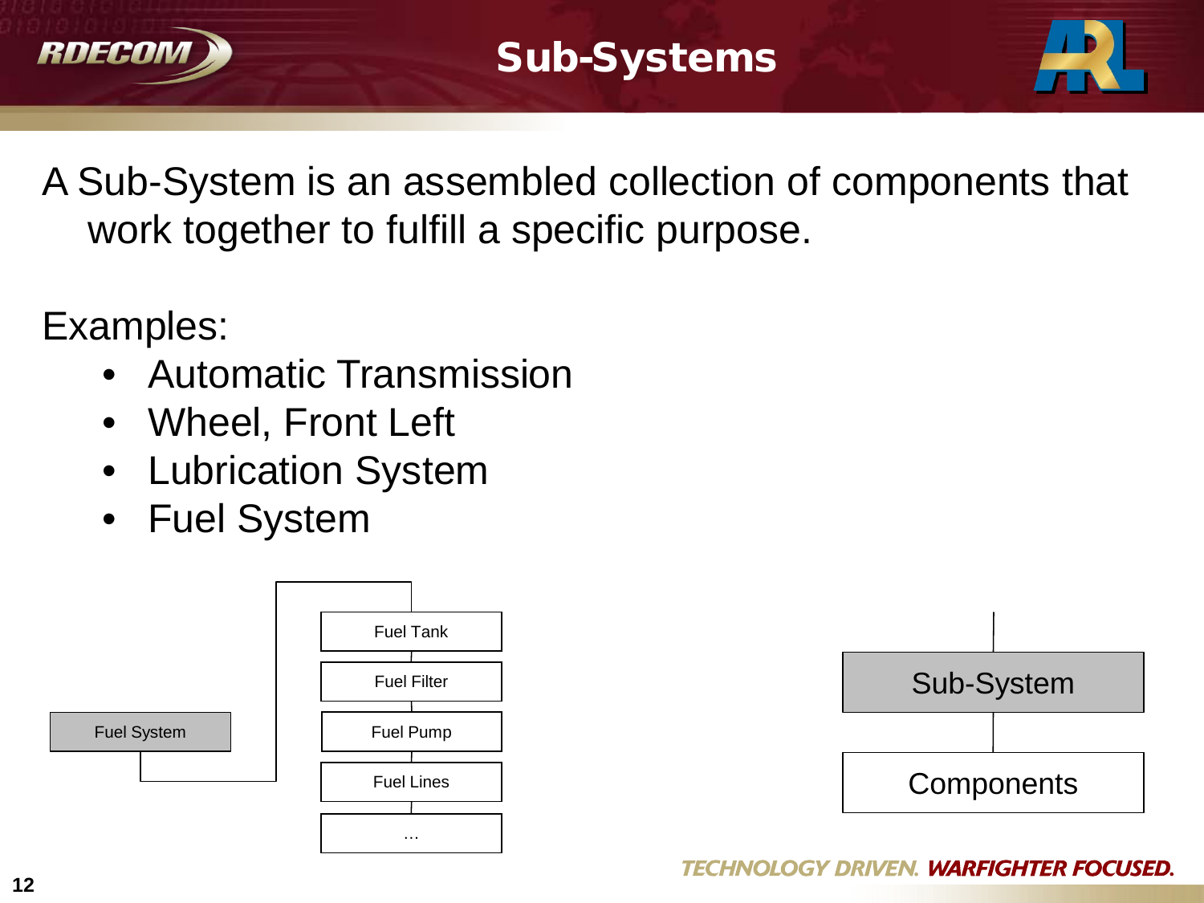# Sub-Systems

A Sub-System is an assembled collection of components that work together to fulfill a specific purpose.

Examples:

- Automatic Transmission
- Wheel, Front Left
- Lubrication System
- Fuel System

Fuel System

- Fuel Tank
- Fuel Filter
- Fuel Pump
- Fuel Lines
- …

Sub-System

Components

TECHNOLOGY DRIVEN. WARFIGHTER FOCUSED.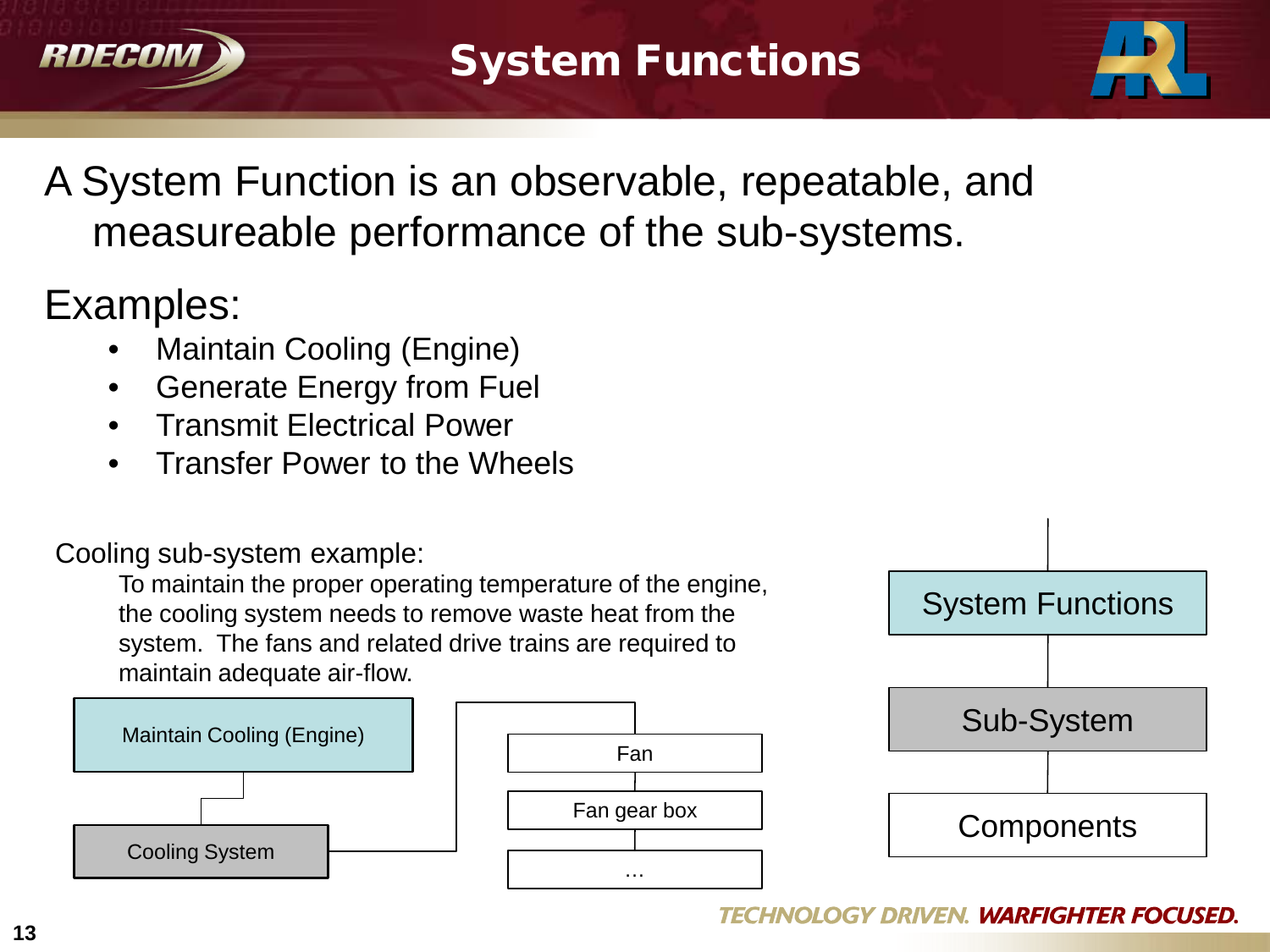# System Functions

A System Function is an observable, repeatable, and measureable performance of the sub-systems.

Examples:

- Maintain Cooling (Engine)
- Generate Energy from Fuel
- Transmit Electrical Power
- Transfer Power to the Wheels

Cooling sub-system example:

To maintain the proper operating temperature of the engine, the cooling system needs to remove waste heat from the system. The fans and related drive trains are required to maintain adequate air-flow.

Maintain Cooling (Engine)

Cooling System

Fan

Fan gear box

…

System Functions

Sub-System

Components

TECHNOLOGY DRIVEN. WARFIGHTER FOCUSED.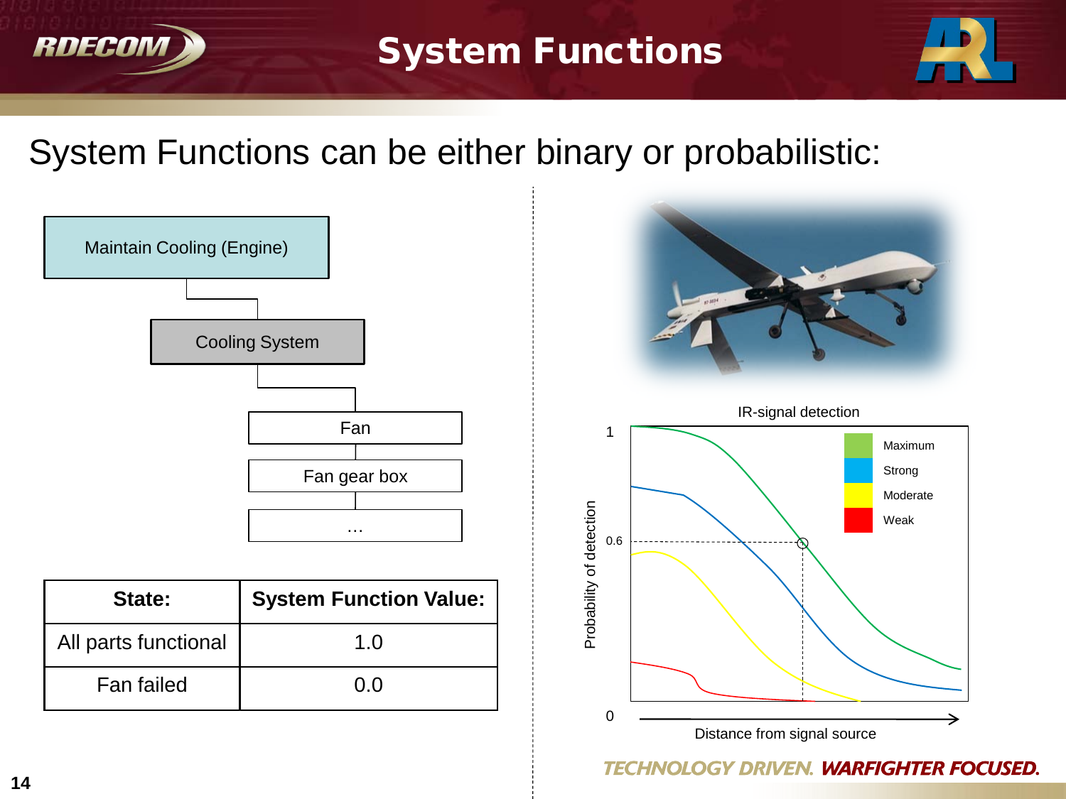# System Functions

System Functions can be either binary or probabilistic:

Maintain Cooling (Engine)

Cooling System

Fan

Fan gear box

…

| State: | System Function Value: |
| --- | --- |
| All parts functional | 1.0 |
| Fan failed | 0.0 |

IR-signal detection

Probability of detection

Distance from signal source

Maximum

Strong

Moderate

Weak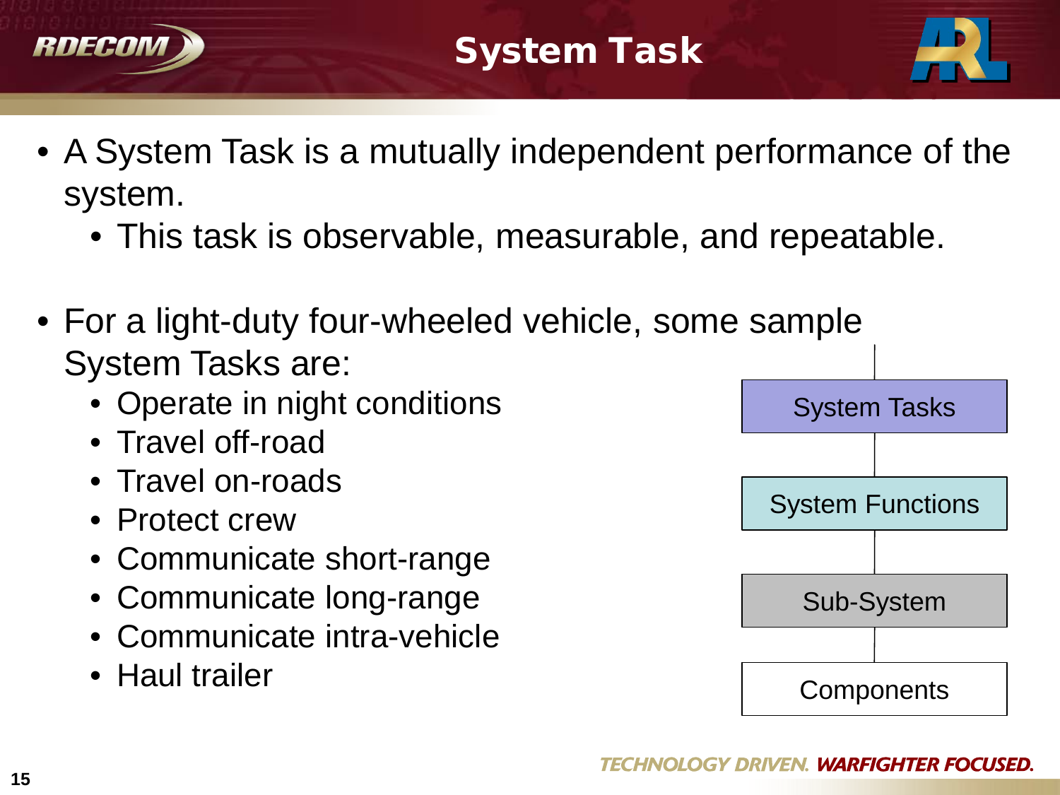# System Task

- A System Task is a mutually independent performance of the system.
  - This task is observable, measurable, and repeatable.

- For a light-duty four-wheeled vehicle, some sample System Tasks are:
  - Operate in night conditions
  - Travel off-road
  - Travel on-roads
  - Protect crew
  - Communicate short-range
  - Communicate long-range
  - Communicate intra-vehicle
  - Haul trailer

System Tasks

System Functions

Sub-System

Components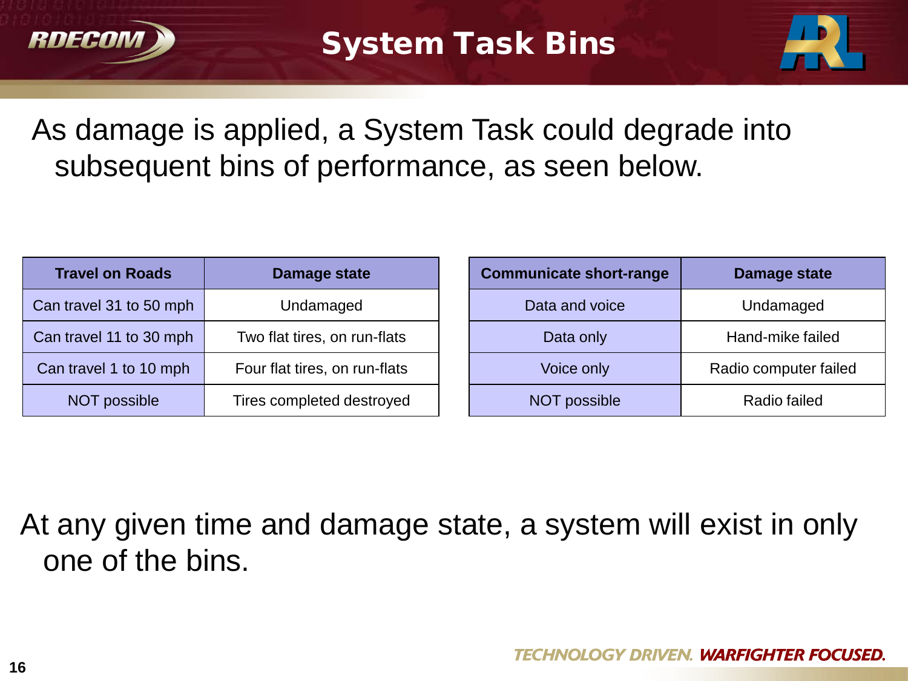# System Task Bins

As damage is applied, a System Task could degrade into subsequent bins of performance, as seen below.

| Travel on Roads | Damage state |
|---|---|
| Can travel 31 to 50 mph | Undamaged |
| Can travel 11 to 30 mph | Two flat tires, on run-flats |
| Can travel 1 to 10 mph | Four flat tires, on run-flats |
| NOT possible | Tires completed destroyed |

| Communicate short-range | Damage state |
|---|---|
| Data and voice | Undamaged |
| Data only | Hand-mike failed |
| Voice only | Radio computer failed |
| NOT possible | Radio failed |

At any given time and damage state, a system will exist in only one of the bins.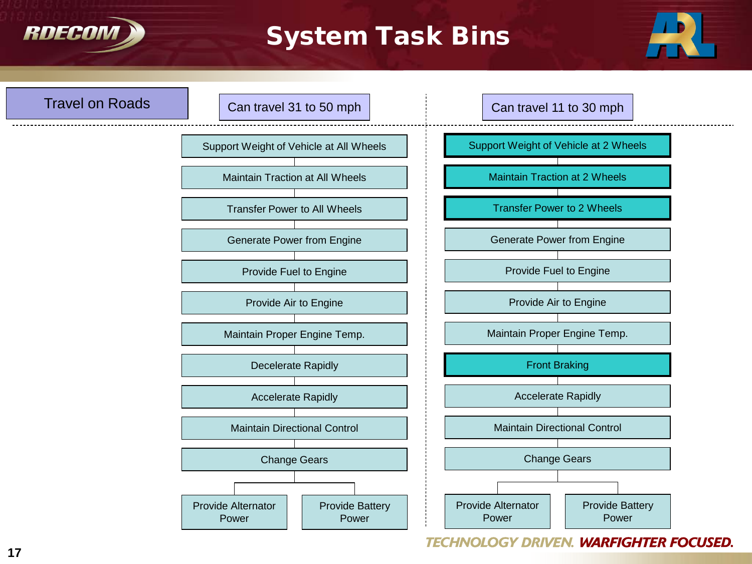# System Task Bins

**Travel on Roads**

| Can travel 31 to 50 mph | Can travel 11 to 30 mph |
| --- | --- |
| Support Weight of Vehicle at All Wheels | Support Weight of Vehicle at 2 Wheels |
| Maintain Traction at All Wheels | Maintain Traction at 2 Wheels |
| Transfer Power to All Wheels | Transfer Power to 2 Wheels |
| Generate Power from Engine | Generate Power from Engine |
| Provide Fuel to Engine | Provide Fuel to Engine |
| Provide Air to Engine | Provide Air to Engine |
| Maintain Proper Engine Temp. | Maintain Proper Engine Temp. |
| Decelerate Rapidly | Front Braking |
| Accelerate Rapidly | Accelerate Rapidly |
| Maintain Directional Control | Maintain Directional Control |
| Change Gears | Change Gears |
| Provide Alternator Power / Provide Battery Power | Provide Alternator Power / Provide Battery Power |

TECHNOLOGY DRIVEN. WARFIGHTER FOCUSED.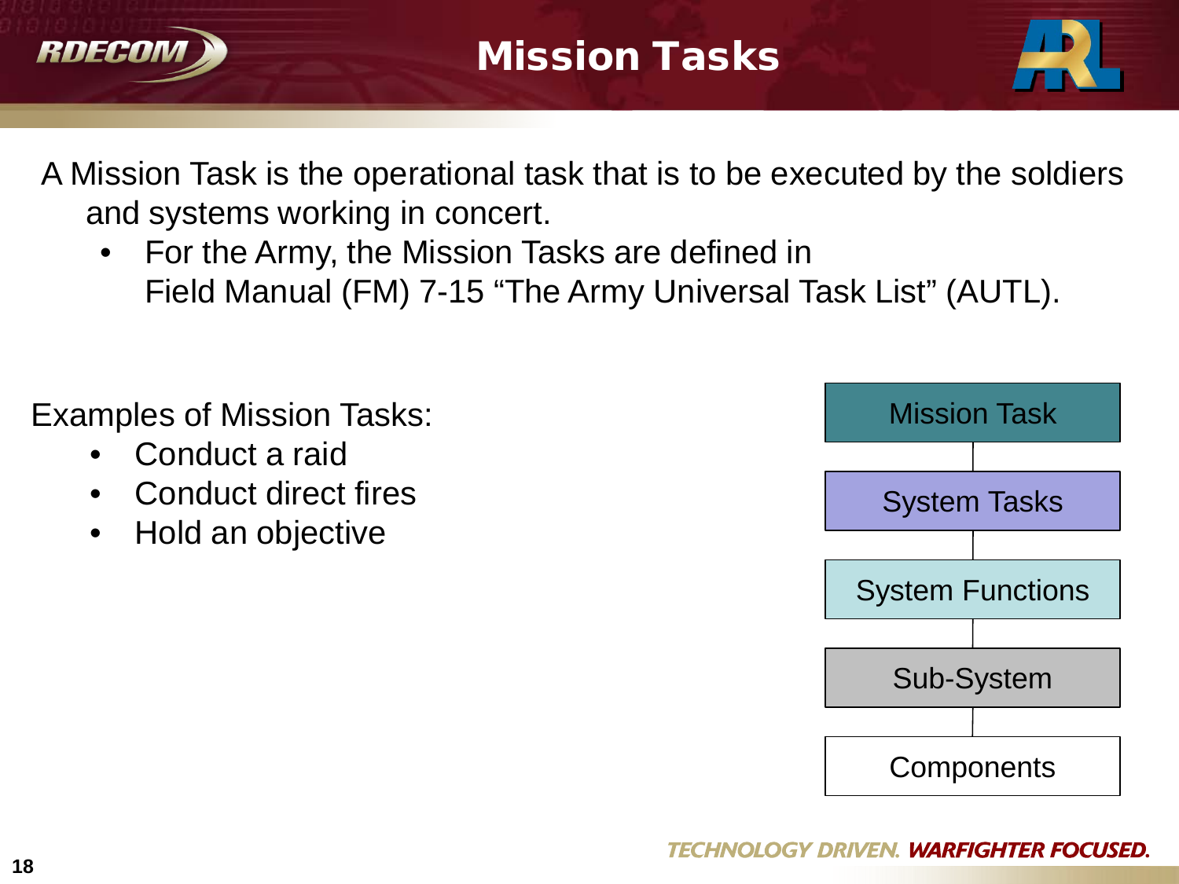# Mission Tasks

A Mission Task is the operational task that is to be executed by the soldiers and systems working in concert.

- For the Army, the Mission Tasks are defined in Field Manual (FM) 7-15 “The Army Universal Task List” (AUTL).

Examples of Mission Tasks:

- Conduct a raid
- Conduct direct fires
- Hold an objective

Mission Task

System Tasks

System Functions

Sub-System

Components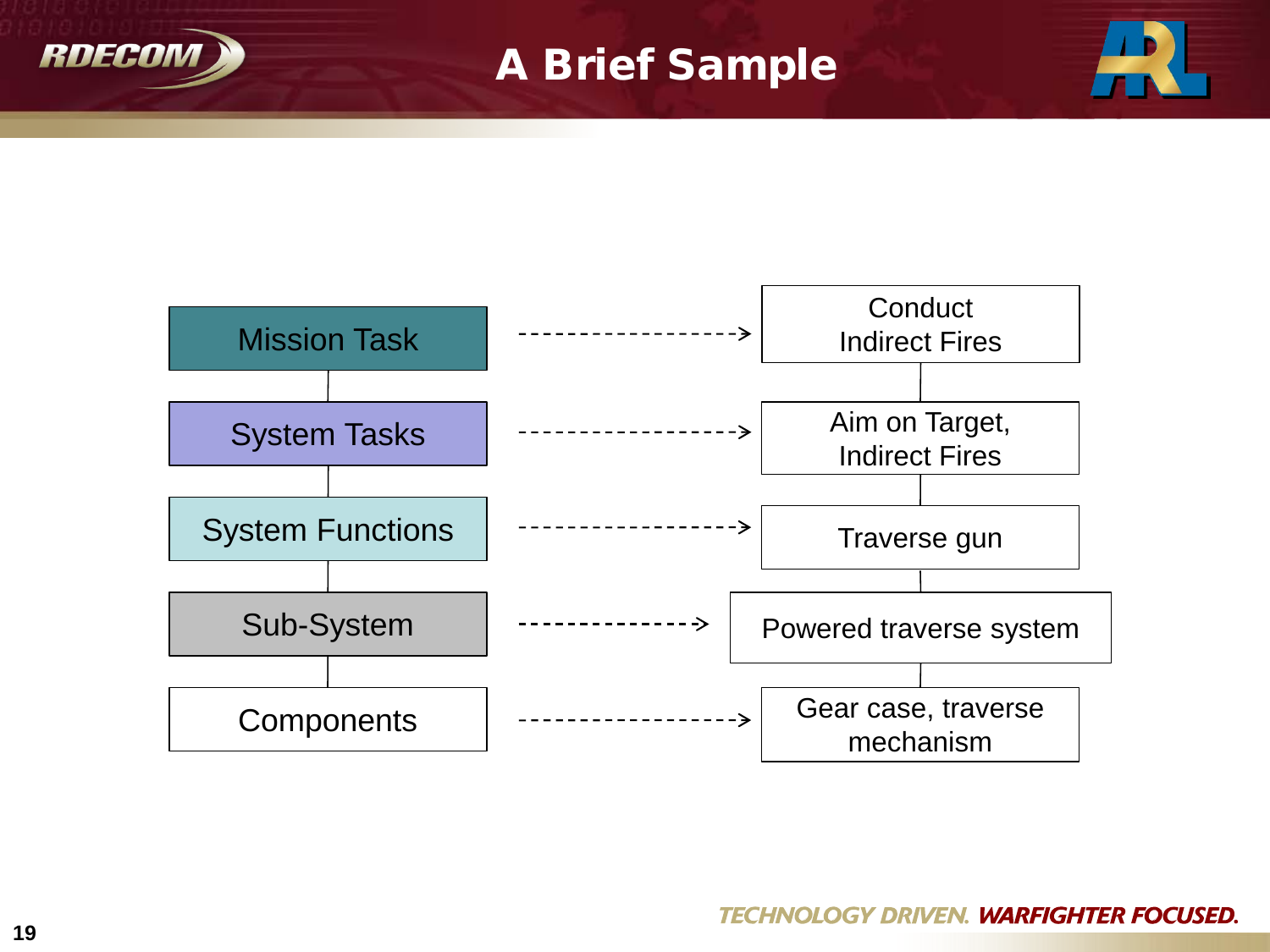# A Brief Sample

| Level | Example |
|---|---|
| Mission Task | Conduct Indirect Fires |
| System Tasks | Aim on Target, Indirect Fires |
| System Functions | Traverse gun |
| Sub-System | Powered traverse system |
| Components | Gear case, traverse mechanism |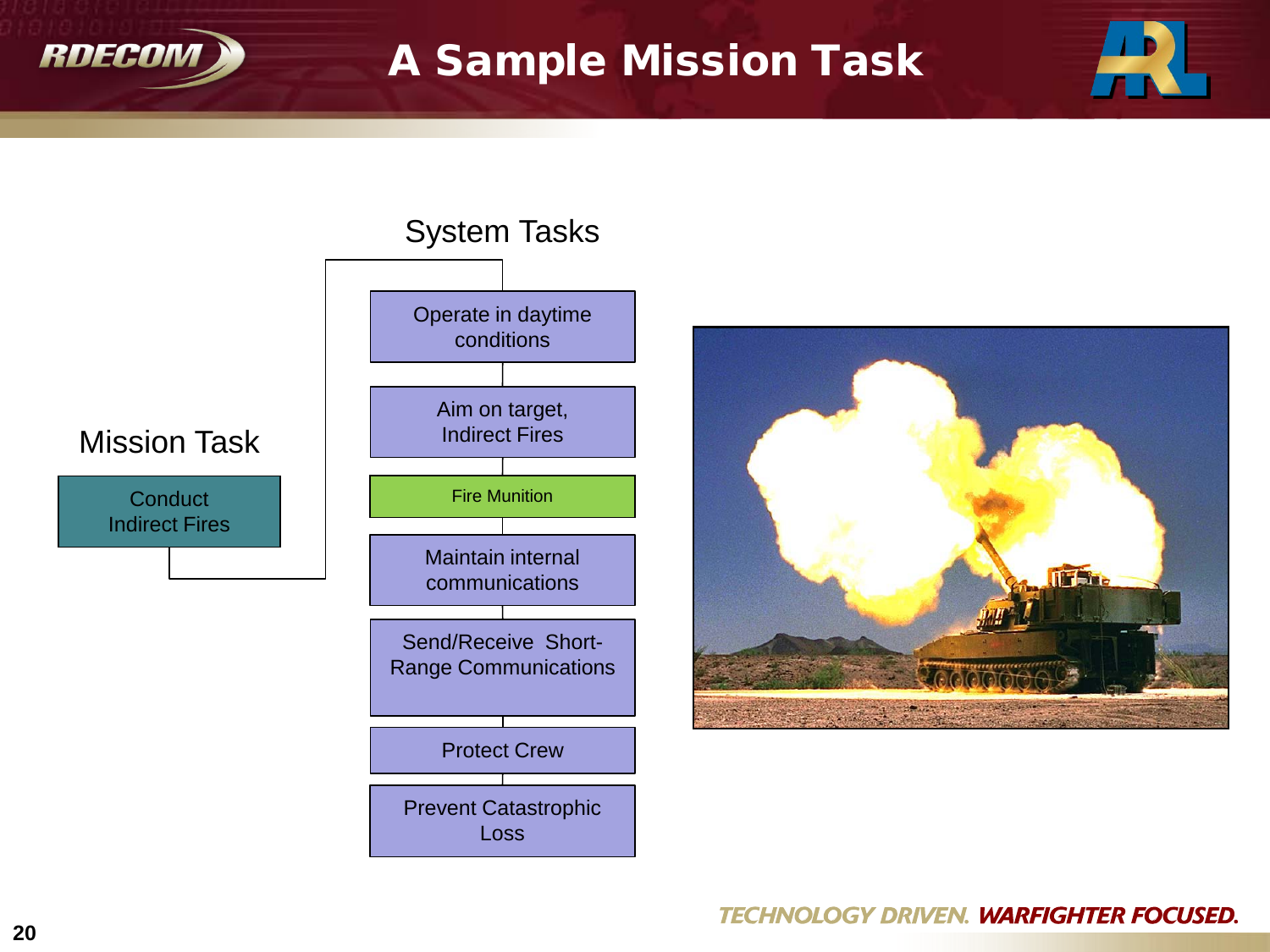# A Sample Mission Task

## Mission Task

- Conduct Indirect Fires

## System Tasks

- Operate in daytime conditions
- Aim on target, Indirect Fires
- Fire Munition
- Maintain internal communications
- Send/Receive Short-Range Communications
- Protect Crew
- Prevent Catastrophic Loss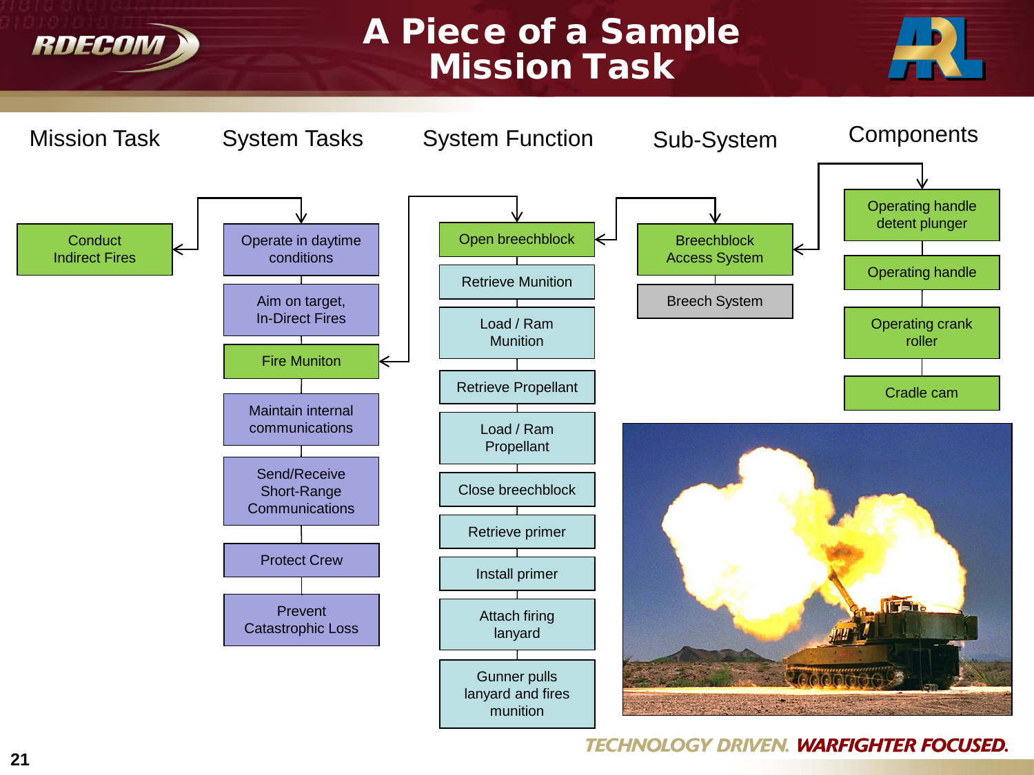# A Piece of a Sample Mission Task

| Mission Task | System Tasks | System Function | Sub-System | Components |
|---|---|---|---|---|
| Conduct Indirect Fires | Operate in daytime conditions | Open breechblock | Breechblock Access System | Operating handle detent plunger |
| | Aim on target, In-Direct Fires | Retrieve Munition | Breech System | Operating handle |
| | Fire Muniton | Load / Ram Munition | | Operating crank roller |
| | Maintain internal communications | Retrieve Propellant | | Cradle cam |
| | Send/Receive Short-Range Communications | Load / Ram Propellant | | |
| | Protect Crew | Close breechblock | | |
| | Prevent Catastrophic Loss | Retrieve primer | | |
| | | Install primer | | |
| | | Attach firing lanyard | | |
| | | Gunner pulls lanyard and fires munition | | |

TECHNOLOGY DRIVEN. WARFIGHTER FOCUSED.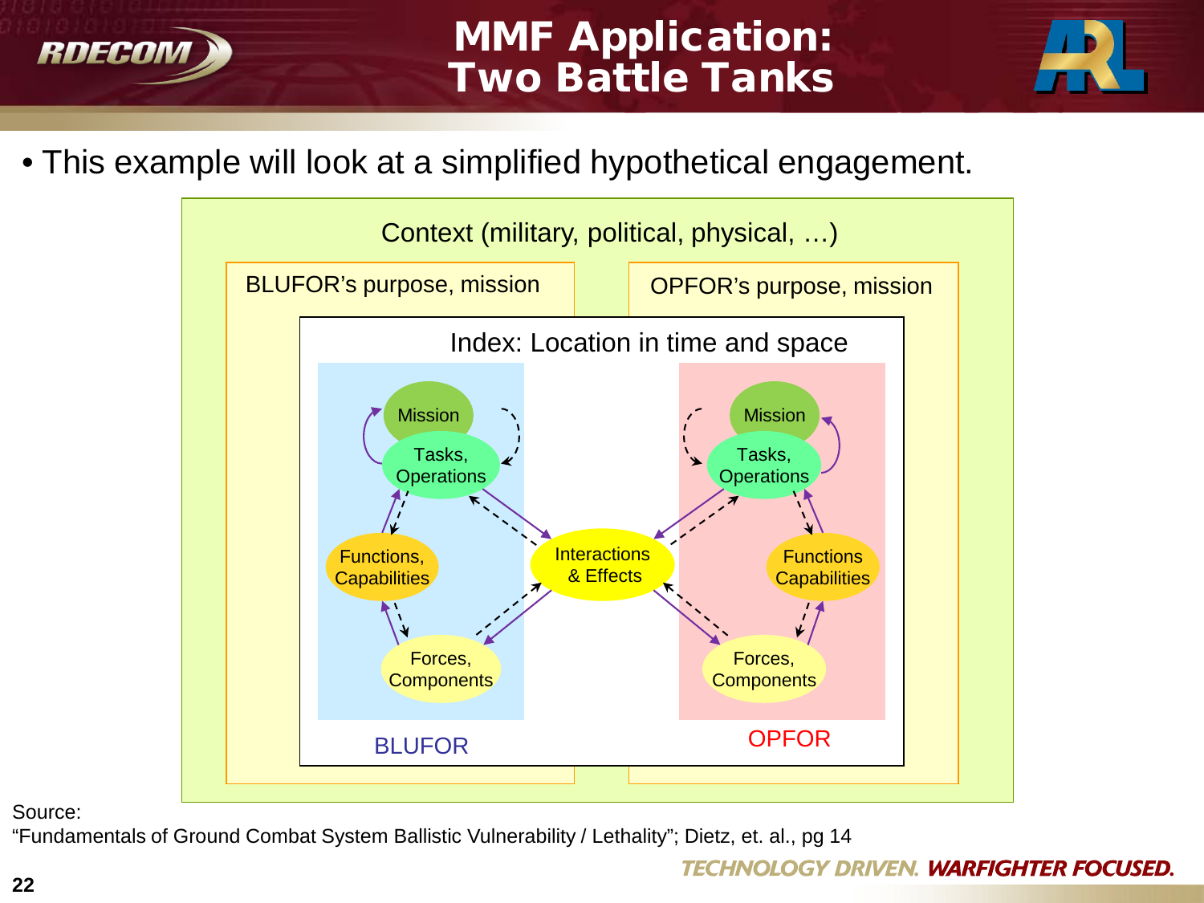# MMF Application: Two Battle Tanks

- This example will look at a simplified hypothetical engagement.

Context (military, political, physical, …)

BLUFOR's purpose, mission

OPFOR's purpose, mission

Index: Location in time and space

Mission

Tasks, Operations

Functions, Capabilities

Forces, Components

Interactions & Effects

Mission

Tasks, Operations

Functions Capabilities

Forces, Components

BLUFOR

OPFOR

Source:
"Fundamentals of Ground Combat System Ballistic Vulnerability / Lethality"; Dietz, et. al., pg 14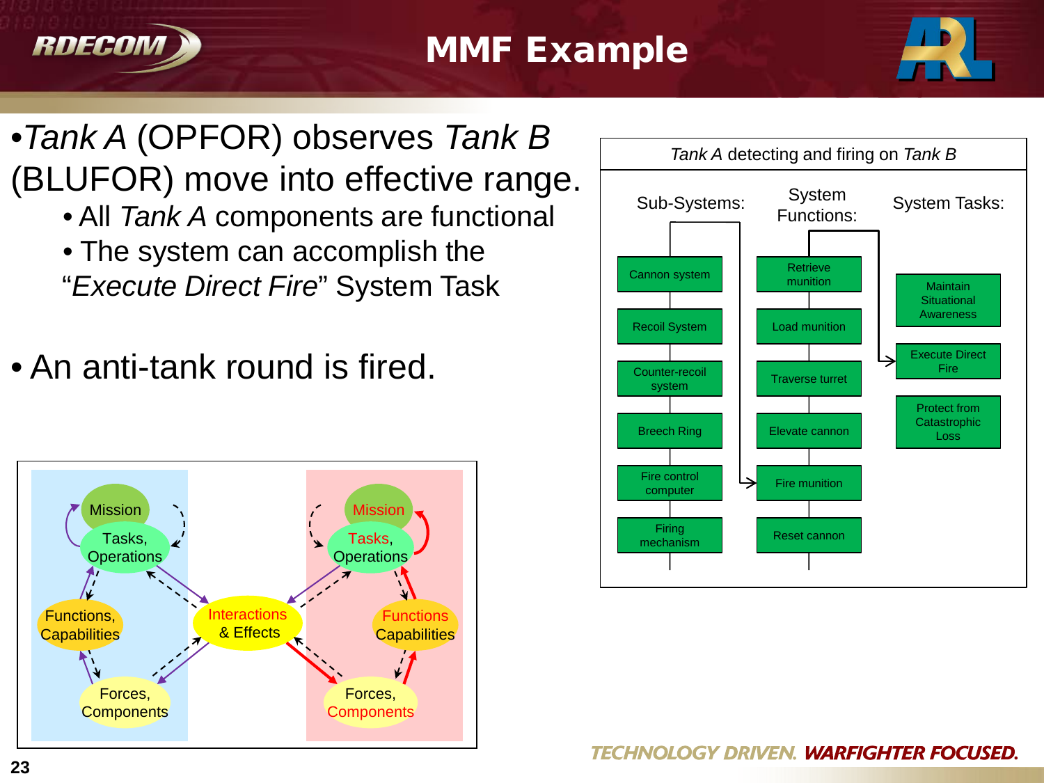# MMF Example

- *Tank A* (OPFOR) observes *Tank B* (BLUFOR) move into effective range.
  - All *Tank A* components are functional
  - The system can accomplish the "*Execute Direct Fire*" System Task

- An anti-tank round is fired.

Mission

Tasks, Operations

Functions, Capabilities

Forces, Components

Interactions & Effects

Mission

Tasks, Operations

Functions Capabilities

Forces, Components

*Tank A* detecting and firing on *Tank B*

| Sub-Systems: | System Functions: | System Tasks: |
|---|---|---|
| Cannon system | Retrieve munition | Maintain Situational Awareness |
| Recoil System | Load munition | Execute Direct Fire |
| Counter-recoil system | Traverse turret | Protect from Catastrophic Loss |
| Breech Ring | Elevate cannon | |
| Fire control computer | Fire munition | |
| Firing mechanism | Reset cannon | |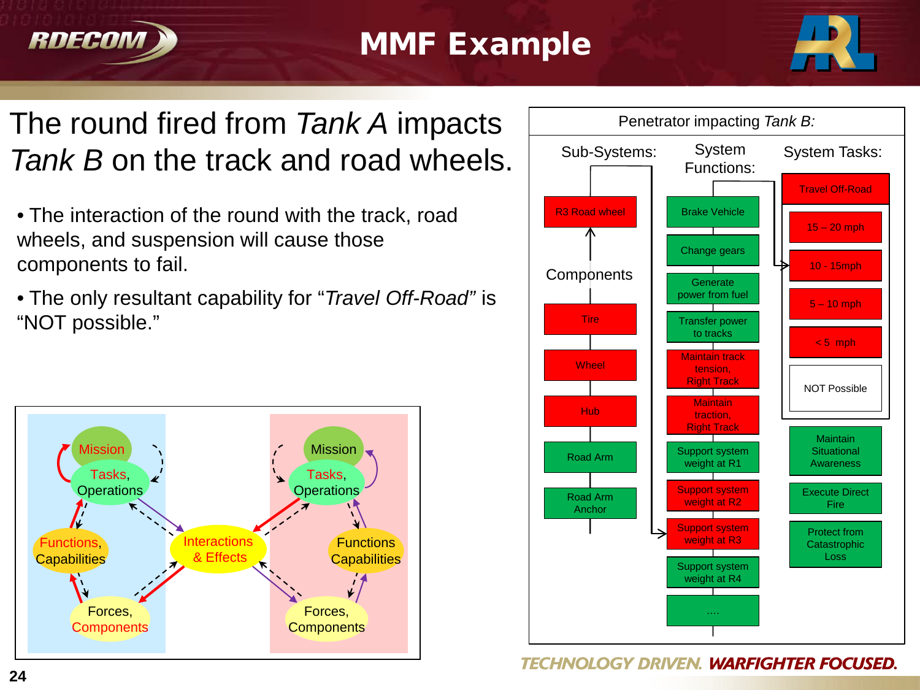# MMF Example

The round fired from *Tank A* impacts *Tank B* on the track and road wheels.

- The interaction of the round with the track, road wheels, and suspension will cause those components to fail.
- The only resultant capability for "*Travel Off-Road*" is "NOT possible."

Mission

Tasks, Operations

Functions, Capabilities

Forces, Components

Interactions & Effects

Mission

Tasks, Operations

Functions Capabilities

Forces, Components

Penetrator impacting *Tank B:*

| Sub-Systems: | System Functions: | System Tasks: |
|---|---|---|
| R3 Road wheel | Brake Vehicle | Travel Off-Road |
| Components | Change gears | 15 – 20 mph |
| Tire | Generate power from fuel | 10 - 15mph |
| Wheel | Transfer power to tracks | 5 – 10 mph |
| Hub | Maintain track tension, Right Track | < 5 mph |
| Road Arm | Maintain traction, Right Track | NOT Possible |
| Road Arm Anchor | Support system weight at R1 | Maintain Situational Awareness |
| | Support system weight at R2 | Execute Direct Fire |
| | Support system weight at R3 | Protect from Catastrophic Loss |
| | Support system weight at R4 | |
| | .... | |

TECHNOLOGY DRIVEN. WARFIGHTER FOCUSED.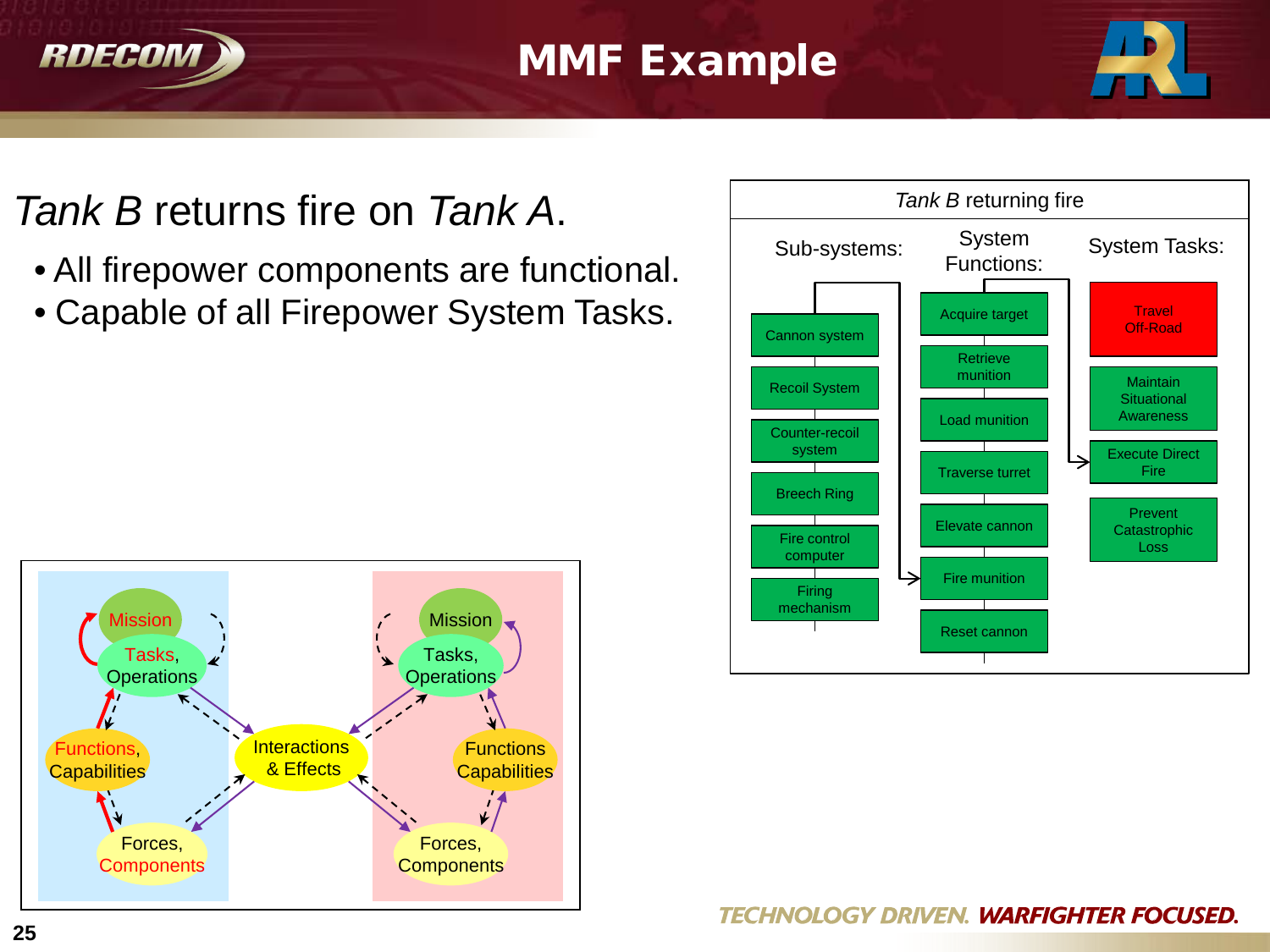# MMF Example

*Tank B* returns fire on *Tank A*.

- All firepower components are functional.
- Capable of all Firepower System Tasks.

*Tank B* returning fire

| Sub-systems: | System Functions: | System Tasks: |
| --- | --- | --- |
| Cannon system | Acquire target | Travel Off-Road |
| Recoil System | Retrieve munition | Maintain Situational Awareness |
| Counter-recoil system | Load munition | Execute Direct Fire |
| Breech Ring | Traverse turret | Prevent Catastrophic Loss |
| Fire control computer | Elevate cannon | |
| Firing mechanism | Fire munition | |
| | Reset cannon | |

Mission
Tasks, Operations
Functions, Capabilities
Forces, Components
Interactions & Effects
Mission
Tasks, Operations
Functions Capabilities
Forces, Components

TECHNOLOGY DRIVEN. WARFIGHTER FOCUSED.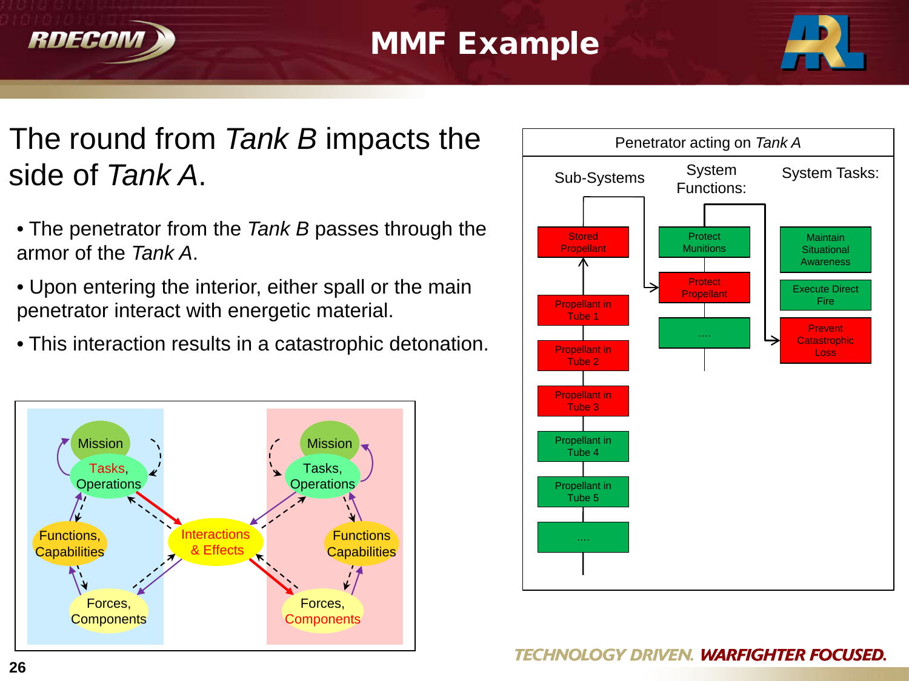# MMF Example

The round from *Tank B* impacts the side of *Tank A*.

- The penetrator from the *Tank B* passes through the armor of the *Tank A*.
- Upon entering the interior, either spall or the main penetrator interact with energetic material.
- This interaction results in a catastrophic detonation.

Mission

Tasks, Operations

Functions, Capabilities

Forces, Components

Interactions & Effects

Mission

Tasks, Operations

Functions Capabilities

Forces, Components

Penetrator acting on *Tank A*

| Sub-Systems | System Functions: | System Tasks: |
|---|---|---|
| Stored Propellant | Protect Munitions | Maintain Situational Awareness |
| Propellant in Tube 1 | Protect Propellant | Execute Direct Fire |
| Propellant in Tube 2 | .... | Prevent Catastrophic Loss |
| Propellant in Tube 3 | | |
| Propellant in Tube 4 | | |
| Propellant in Tube 5 | | |
| .... | | |

TECHNOLOGY DRIVEN. WARFIGHTER FOCUSED.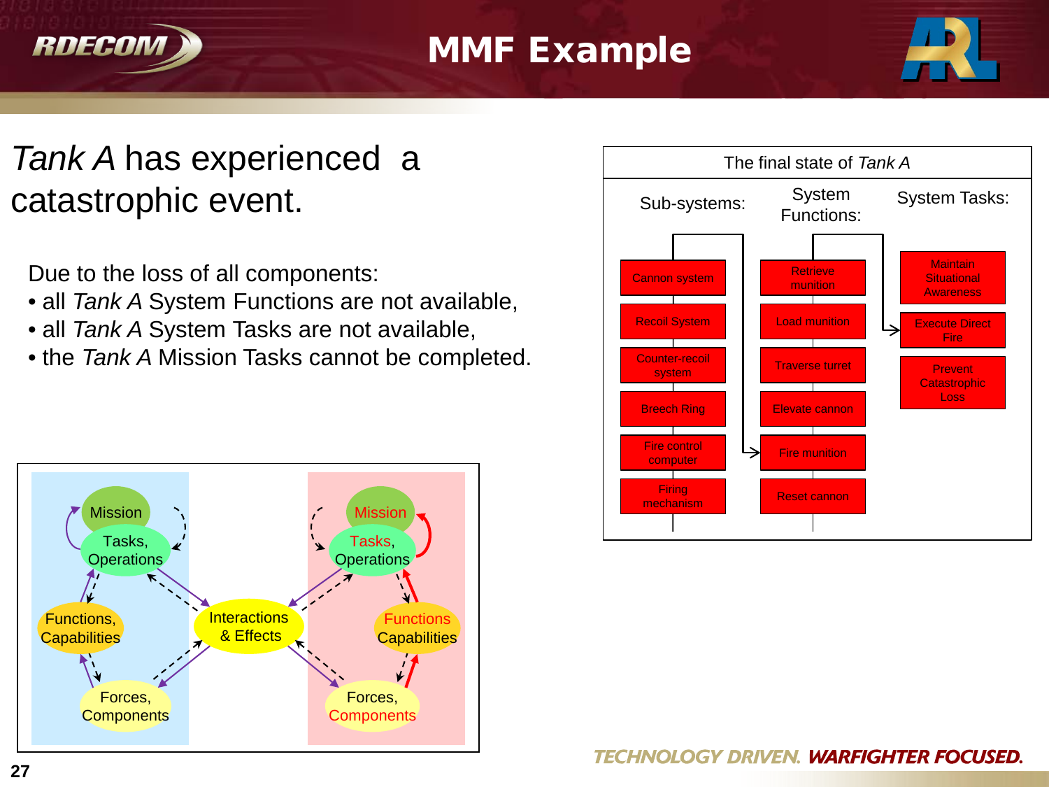# MMF Example

*Tank A* has experienced a catastrophic event.

Due to the loss of all components:

- all *Tank A* System Functions are not available,
- all *Tank A* System Tasks are not available,
- the *Tank A* Mission Tasks cannot be completed.

| The final state of *Tank A* | | |
|---|---|---|
| **Sub-systems:** | **System Functions:** | **System Tasks:** |
| Cannon system | Retrieve munition | Maintain Situational Awareness |
| Recoil System | Load munition | Execute Direct Fire |
| Counter-recoil system | Traverse turret | Prevent Catastrophic Loss |
| Breech Ring | Elevate cannon | |
| Fire control computer | Fire munition | |
| Firing mechanism | Reset cannon | |

Mission | Tasks, Operations | Functions, Capabilities | Forces, Components | Interactions & Effects | Mission | Tasks, Operations | Functions Capabilities | Forces, Components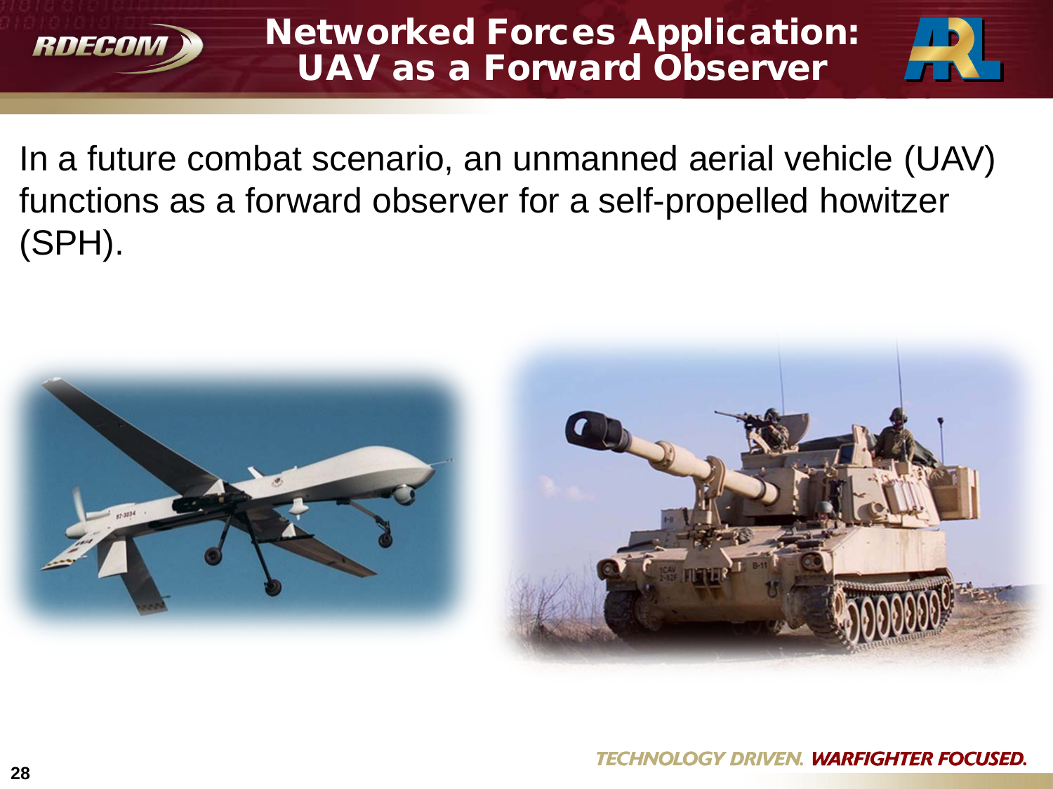# Networked Forces Application: UAV as a Forward Observer

In a future combat scenario, an unmanned aerial vehicle (UAV) functions as a forward observer for a self-propelled howitzer (SPH).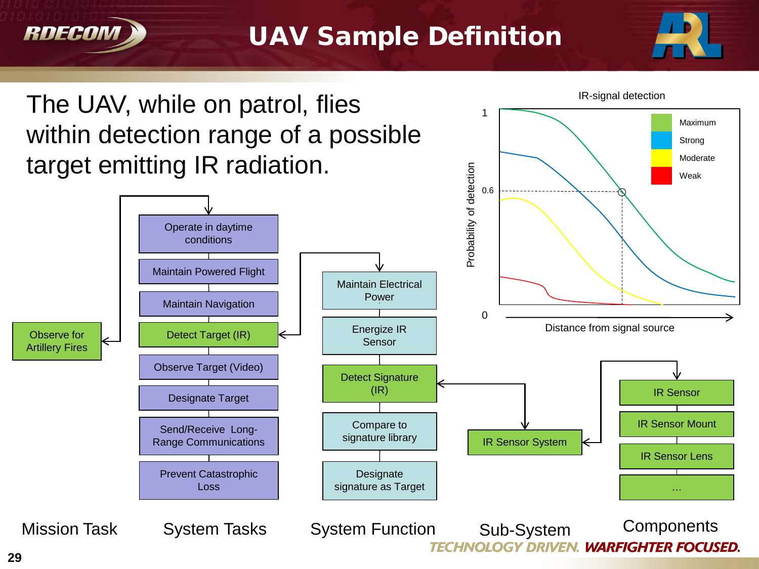# UAV Sample Definition

The UAV, while on patrol, flies within detection range of a possible target emitting IR radiation.

**Mission Task**
- Observe for Artillery Fires

**System Tasks**
- Operate in daytime conditions
- Maintain Powered Flight
- Maintain Navigation
- Detect Target (IR)
- Observe Target (Video)
- Designate Target
- Send/Receive Long-Range Communications
- Prevent Catastrophic Loss

**System Function**
- Maintain Electrical Power
- Energize IR Sensor
- Detect Signature (IR)
- Compare to signature library
- Designate signature as Target

**Sub-System**
- IR Sensor System

**Components**
- IR Sensor
- IR Sensor Mount
- IR Sensor Lens
- …

**IR-signal detection**

Probability of detection (0, 0.6, 1) vs. Distance from signal source

Legend: Maximum, Strong, Moderate, Weak

TECHNOLOGY DRIVEN. WARFIGHTER FOCUSED.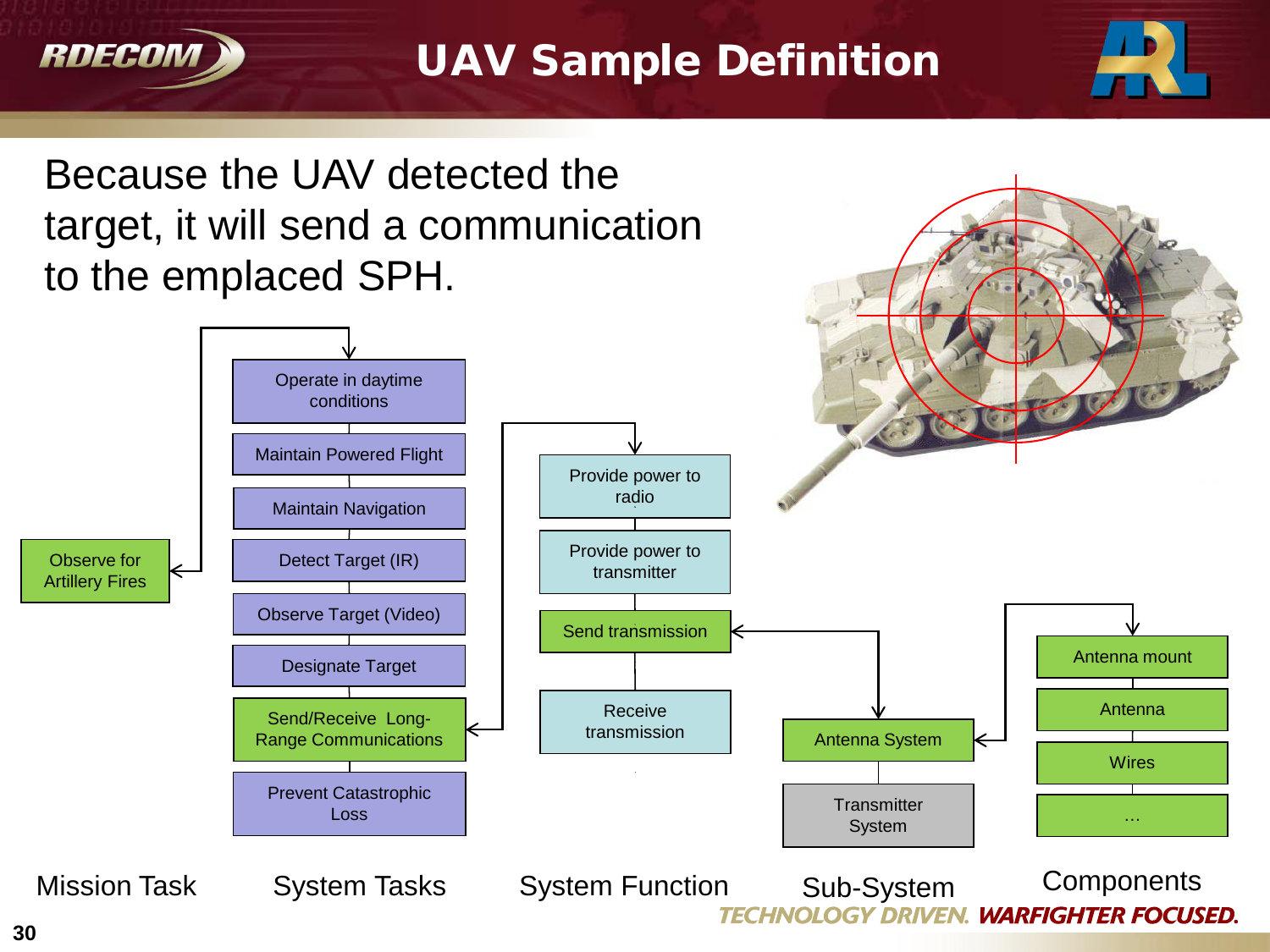# UAV Sample Definition

Because the UAV detected the target, it will send a communication to the emplaced SPH.

**Mission Task**
- Observe for Artillery Fires

**System Tasks**
- Operate in daytime conditions
- Maintain Powered Flight
- Maintain Navigation
- Detect Target (IR)
- Observe Target (Video)
- Designate Target
- Send/Receive Long-Range Communications
- Prevent Catastrophic Loss

**System Function**
- Provide power to radio
- Provide power to transmitter
- Send transmission
- Receive transmission

**Sub-System**
- Antenna System
- Transmitter System

**Components**
- Antenna mount
- Antenna
- Wires
- …

TECHNOLOGY DRIVEN. WARFIGHTER FOCUSED.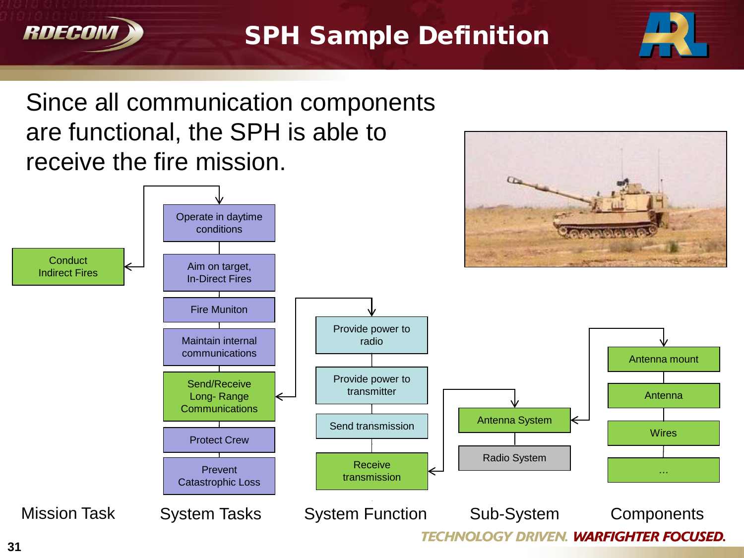# SPH Sample Definition

Since all communication components are functional, the SPH is able to receive the fire mission.

| Mission Task | System Tasks | System Function | Sub-System | Components |
|---|---|---|---|---|
| Conduct Indirect Fires | Operate in daytime conditions | Provide power to radio | Antenna System | Antenna mount |
| | Aim on target, In-Direct Fires | Provide power to transmitter | Radio System | Antenna |
| | Fire Muniton | Send transmission | | Wires |
| | Maintain internal communications | Receive transmission | | … |
| | Send/Receive Long- Range Communications | | | |
| | Protect Crew | | | |
| | Prevent Catastrophic Loss | | | |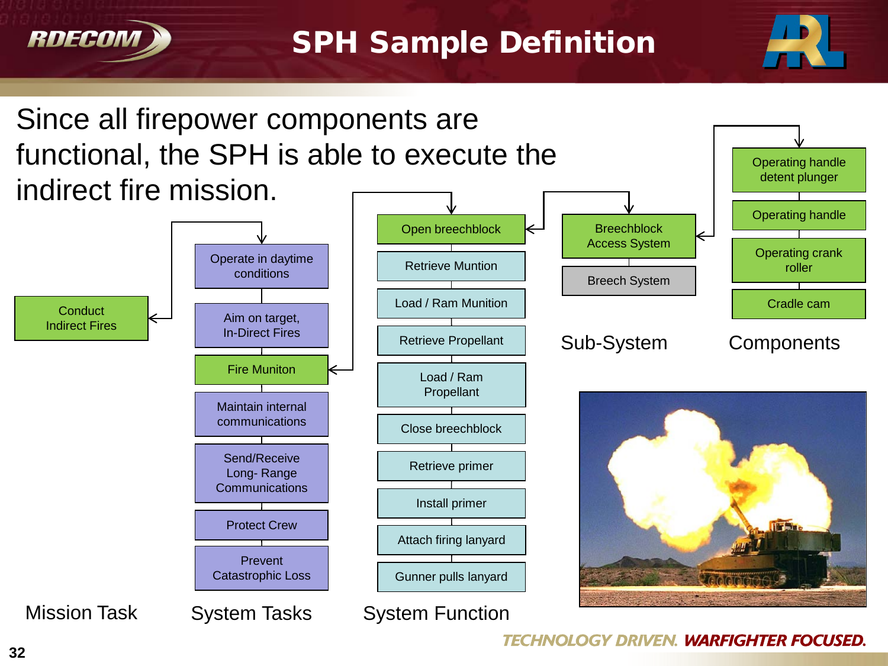# SPH Sample Definition

Since all firepower components are functional, the SPH is able to execute the indirect fire mission.

**Mission Task**

- Conduct Indirect Fires

**System Tasks**

- Operate in daytime conditions
- Aim on target, In-Direct Fires
- Fire Muniton
- Maintain internal communications
- Send/Receive Long- Range Communications
- Protect Crew
- Prevent Catastrophic Loss

**System Function**

- Open breechblock
- Retrieve Muntion
- Load / Ram Munition
- Retrieve Propellant
- Load / Ram Propellant
- Close breechblock
- Retrieve primer
- Install primer
- Attach firing lanyard
- Gunner pulls lanyard

**Sub-System**

- Breechblock Access System
- Breech System

**Components**

- Operating handle detent plunger
- Operating handle
- Operating crank roller
- Cradle cam

TECHNOLOGY DRIVEN. WARFIGHTER FOCUSED.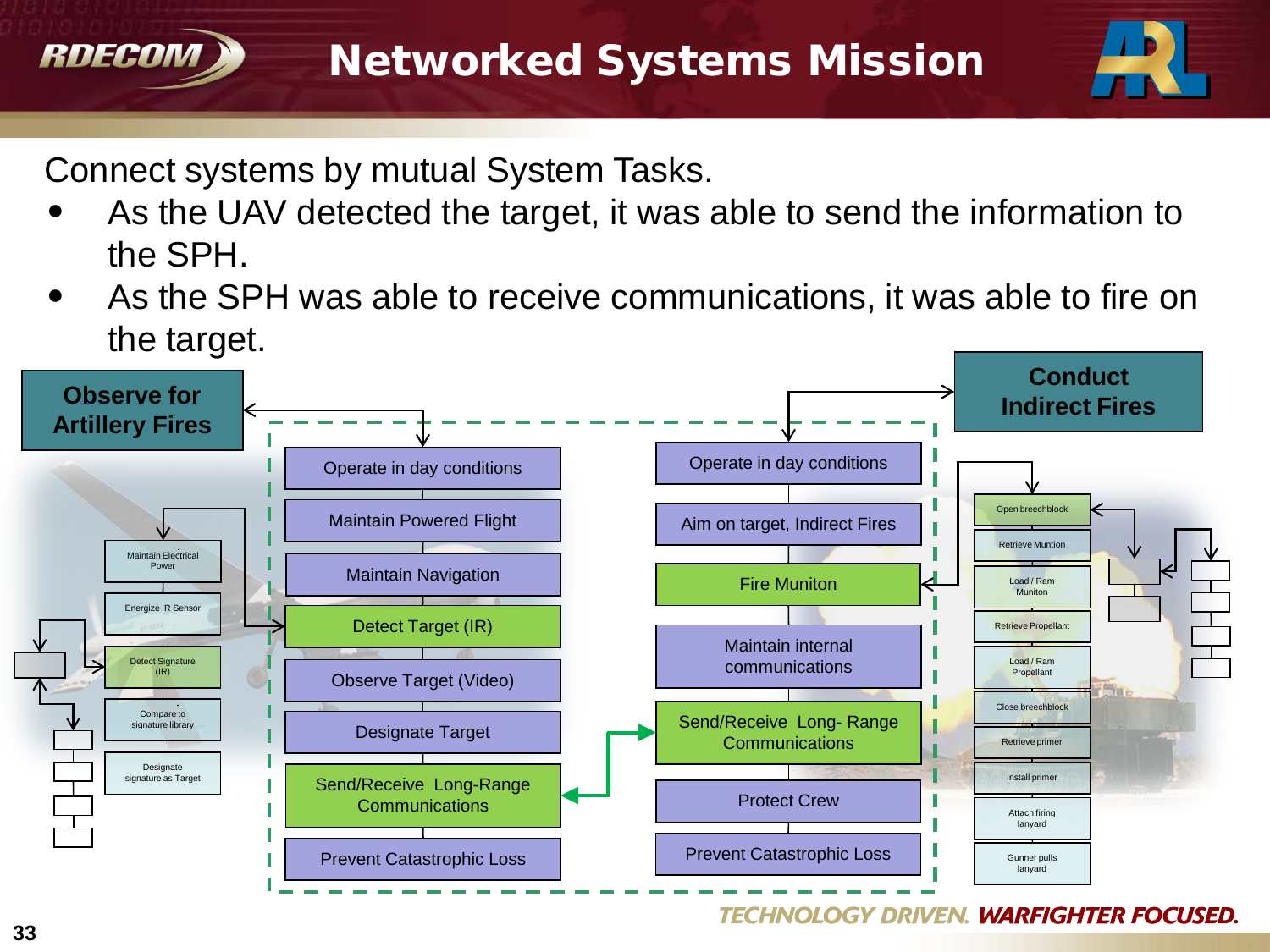# Networked Systems Mission

Connect systems by mutual System Tasks.

- As the UAV detected the target, it was able to send the information to the SPH.
- As the SPH was able to receive communications, it was able to fire on the target.

**Observe for Artillery Fires**

- Operate in day conditions
- Maintain Powered Flight
- Maintain Navigation
- Detect Target (IR)
- Observe Target (Video)
- Designate Target
- Send/Receive Long-Range Communications
- Prevent Catastrophic Loss

Detect Target (IR) subtasks:

- Maintain Electrical Power
- Energize IR Sensor
- Detect Signature (IR)
- Compare to signature library
- Designate signature as Target

**Conduct Indirect Fires**

- Operate in day conditions
- Aim on target, Indirect Fires
- Fire Muniton
- Maintain internal communications
- Send/Receive Long- Range Communications
- Protect Crew
- Prevent Catastrophic Loss

Fire Muniton subtasks:

- Open breechblock
- Retrieve Muntion
- Load / Ram Muniton
- Retrieve Propellant
- Load / Ram Propellant
- Close breechblock
- Retrieve primer
- Install primer
- Attach firing lanyard
- Gunner pulls lanyard

TECHNOLOGY DRIVEN. WARFIGHTER FOCUSED.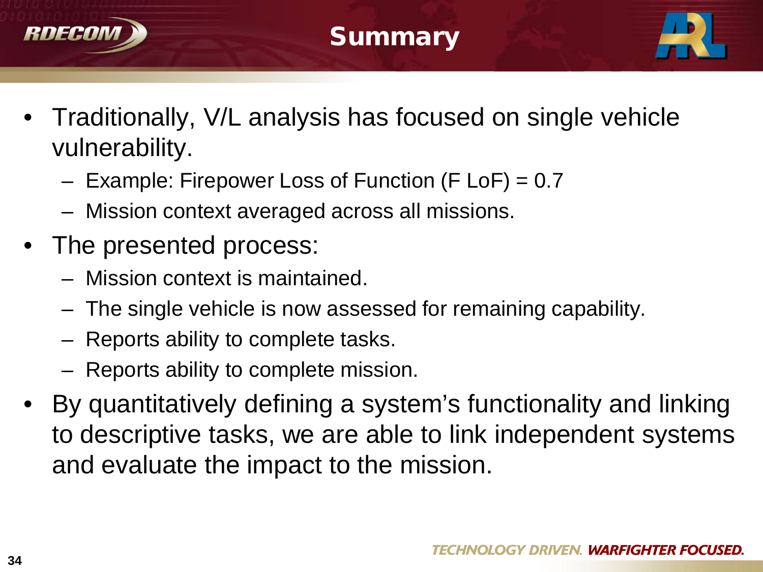# Summary

- Traditionally, V/L analysis has focused on single vehicle vulnerability.
  - Example: Firepower Loss of Function (F LoF) = 0.7
  - Mission context averaged across all missions.
- The presented process:
  - Mission context is maintained.
  - The single vehicle is now assessed for remaining capability.
  - Reports ability to complete tasks.
  - Reports ability to complete mission.
- By quantitatively defining a system's functionality and linking to descriptive tasks, we are able to link independent systems and evaluate the impact to the mission.